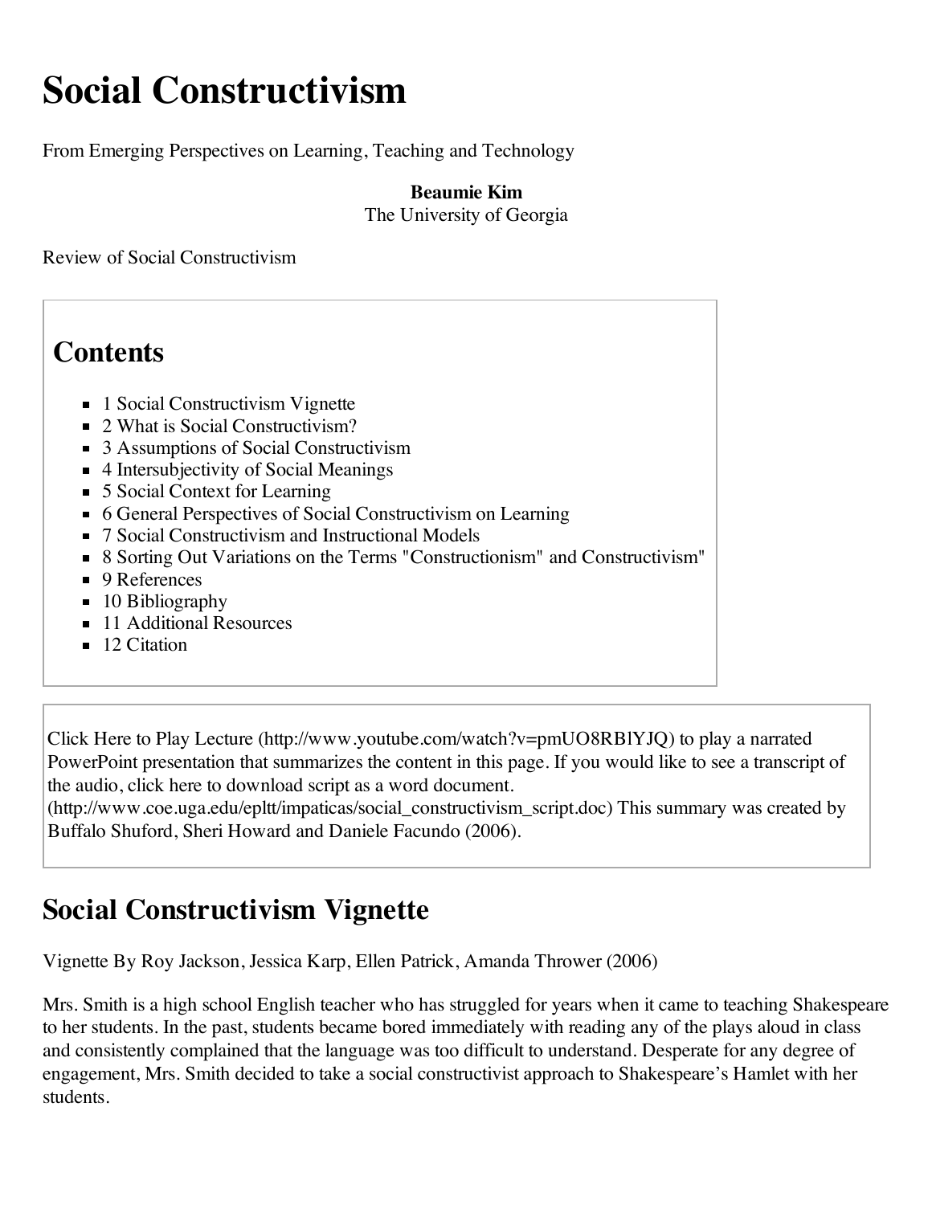# Social Constructivism

From Emerging Perspectives on Learning, Teaching and Technology

**Beaumie Kim**
The University of Georgia

Review of Social Constructivism

## Contents

- 1 Social Constructivism Vignette
- 2 What is Social Constructivism?
- 3 Assumptions of Social Constructivism
- 4 Intersubjectivity of Social Meanings
- 5 Social Context for Learning
- 6 General Perspectives of Social Constructivism on Learning
- 7 Social Constructivism and Instructional Models
- 8 Sorting Out Variations on the Terms "Constructionism" and Constructivism"
- 9 References
- 10 Bibliography
- 11 Additional Resources
- 12 Citation

Click Here to Play Lecture (http://www.youtube.com/watch?v=pmUO8RBlYJQ) to play a narrated PowerPoint presentation that summarizes the content in this page. If you would like to see a transcript of the audio, click here to download script as a word document. (http://www.coe.uga.edu/epltt/impaticas/social_constructivism_script.doc) This summary was created by Buffalo Shuford, Sheri Howard and Daniele Facundo (2006).

## Social Constructivism Vignette

Vignette By Roy Jackson, Jessica Karp, Ellen Patrick, Amanda Thrower (2006)

Mrs. Smith is a high school English teacher who has struggled for years when it came to teaching Shakespeare to her students. In the past, students became bored immediately with reading any of the plays aloud in class and consistently complained that the language was too difficult to understand. Desperate for any degree of engagement, Mrs. Smith decided to take a social constructivist approach to Shakespeare's Hamlet with her students.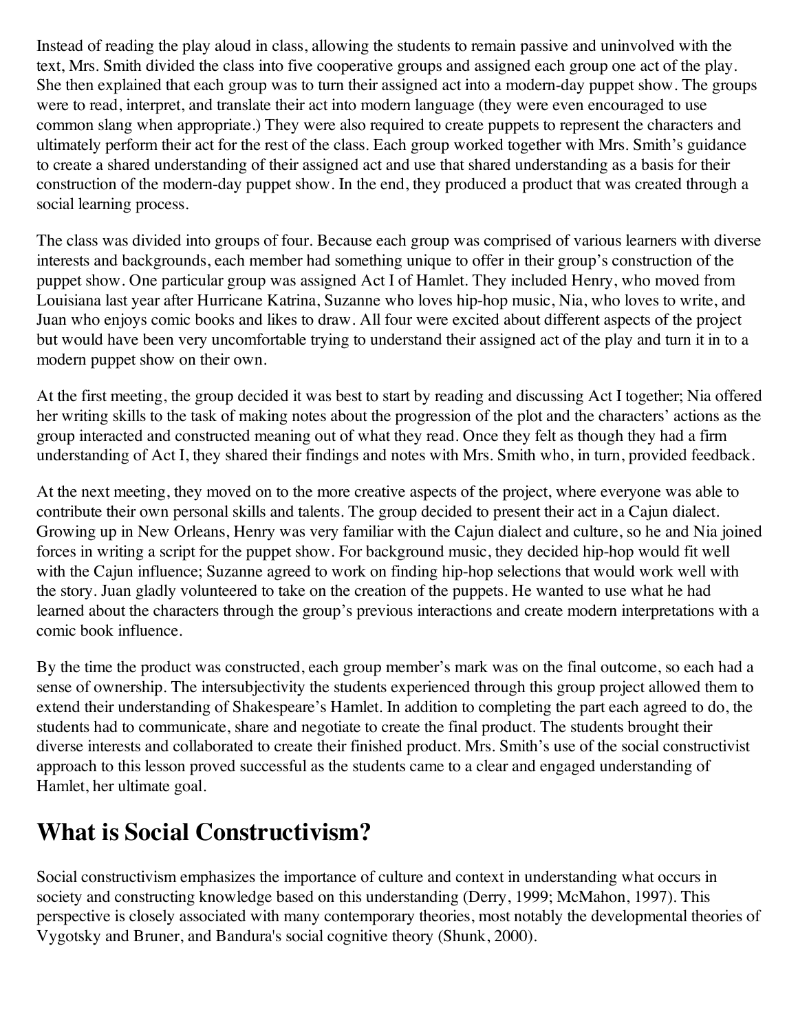Instead of reading the play aloud in class, allowing the students to remain passive and uninvolved with the text, Mrs. Smith divided the class into five cooperative groups and assigned each group one act of the play. She then explained that each group was to turn their assigned act into a modern-day puppet show. The groups were to read, interpret, and translate their act into modern language (they were even encouraged to use common slang when appropriate.) They were also required to create puppets to represent the characters and ultimately perform their act for the rest of the class. Each group worked together with Mrs. Smith's guidance to create a shared understanding of their assigned act and use that shared understanding as a basis for their construction of the modern-day puppet show. In the end, they produced a product that was created through a social learning process.

The class was divided into groups of four. Because each group was comprised of various learners with diverse interests and backgrounds, each member had something unique to offer in their group's construction of the puppet show. One particular group was assigned Act I of Hamlet. They included Henry, who moved from Louisiana last year after Hurricane Katrina, Suzanne who loves hip-hop music, Nia, who loves to write, and Juan who enjoys comic books and likes to draw. All four were excited about different aspects of the project but would have been very uncomfortable trying to understand their assigned act of the play and turn it in to a modern puppet show on their own.

At the first meeting, the group decided it was best to start by reading and discussing Act I together; Nia offered her writing skills to the task of making notes about the progression of the plot and the characters' actions as the group interacted and constructed meaning out of what they read. Once they felt as though they had a firm understanding of Act I, they shared their findings and notes with Mrs. Smith who, in turn, provided feedback.

At the next meeting, they moved on to the more creative aspects of the project, where everyone was able to contribute their own personal skills and talents. The group decided to present their act in a Cajun dialect. Growing up in New Orleans, Henry was very familiar with the Cajun dialect and culture, so he and Nia joined forces in writing a script for the puppet show. For background music, they decided hip-hop would fit well with the Cajun influence; Suzanne agreed to work on finding hip-hop selections that would work well with the story. Juan gladly volunteered to take on the creation of the puppets. He wanted to use what he had learned about the characters through the group's previous interactions and create modern interpretations with a comic book influence.

By the time the product was constructed, each group member's mark was on the final outcome, so each had a sense of ownership. The intersubjectivity the students experienced through this group project allowed them to extend their understanding of Shakespeare's Hamlet. In addition to completing the part each agreed to do, the students had to communicate, share and negotiate to create the final product. The students brought their diverse interests and collaborated to create their finished product. Mrs. Smith's use of the social constructivist approach to this lesson proved successful as the students came to a clear and engaged understanding of Hamlet, her ultimate goal.

## What is Social Constructivism?

Social constructivism emphasizes the importance of culture and context in understanding what occurs in society and constructing knowledge based on this understanding (Derry, 1999; McMahon, 1997). This perspective is closely associated with many contemporary theories, most notably the developmental theories of Vygotsky and Bruner, and Bandura's social cognitive theory (Shunk, 2000).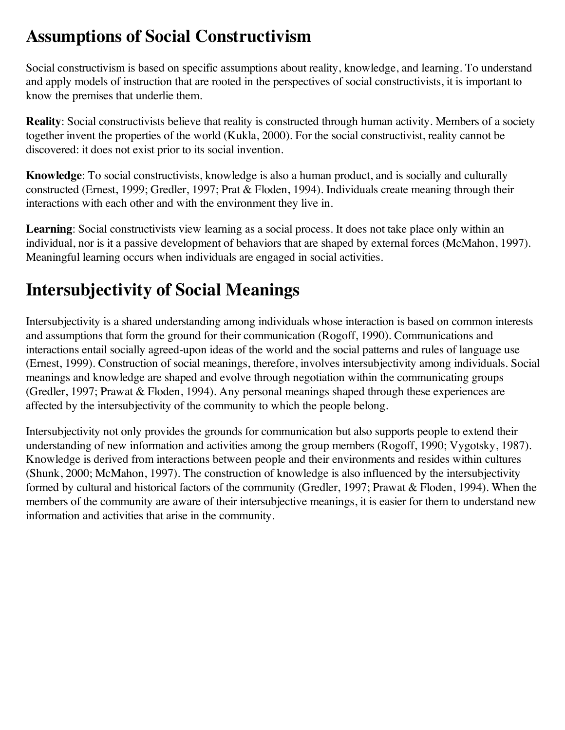# Assumptions of Social Constructivism

Social constructivism is based on specific assumptions about reality, knowledge, and learning. To understand and apply models of instruction that are rooted in the perspectives of social constructivists, it is important to know the premises that underlie them.

**Reality**: Social constructivists believe that reality is constructed through human activity. Members of a society together invent the properties of the world (Kukla, 2000). For the social constructivist, reality cannot be discovered: it does not exist prior to its social invention.

**Knowledge**: To social constructivists, knowledge is also a human product, and is socially and culturally constructed (Ernest, 1999; Gredler, 1997; Prat & Floden, 1994). Individuals create meaning through their interactions with each other and with the environment they live in.

**Learning**: Social constructivists view learning as a social process. It does not take place only within an individual, nor is it a passive development of behaviors that are shaped by external forces (McMahon, 1997). Meaningful learning occurs when individuals are engaged in social activities.

# Intersubjectivity of Social Meanings

Intersubjectivity is a shared understanding among individuals whose interaction is based on common interests and assumptions that form the ground for their communication (Rogoff, 1990). Communications and interactions entail socially agreed-upon ideas of the world and the social patterns and rules of language use (Ernest, 1999). Construction of social meanings, therefore, involves intersubjectivity among individuals. Social meanings and knowledge are shaped and evolve through negotiation within the communicating groups (Gredler, 1997; Prawat & Floden, 1994). Any personal meanings shaped through these experiences are affected by the intersubjectivity of the community to which the people belong.

Intersubjectivity not only provides the grounds for communication but also supports people to extend their understanding of new information and activities among the group members (Rogoff, 1990; Vygotsky, 1987). Knowledge is derived from interactions between people and their environments and resides within cultures (Shunk, 2000; McMahon, 1997). The construction of knowledge is also influenced by the intersubjectivity formed by cultural and historical factors of the community (Gredler, 1997; Prawat & Floden, 1994). When the members of the community are aware of their intersubjective meanings, it is easier for them to understand new information and activities that arise in the community.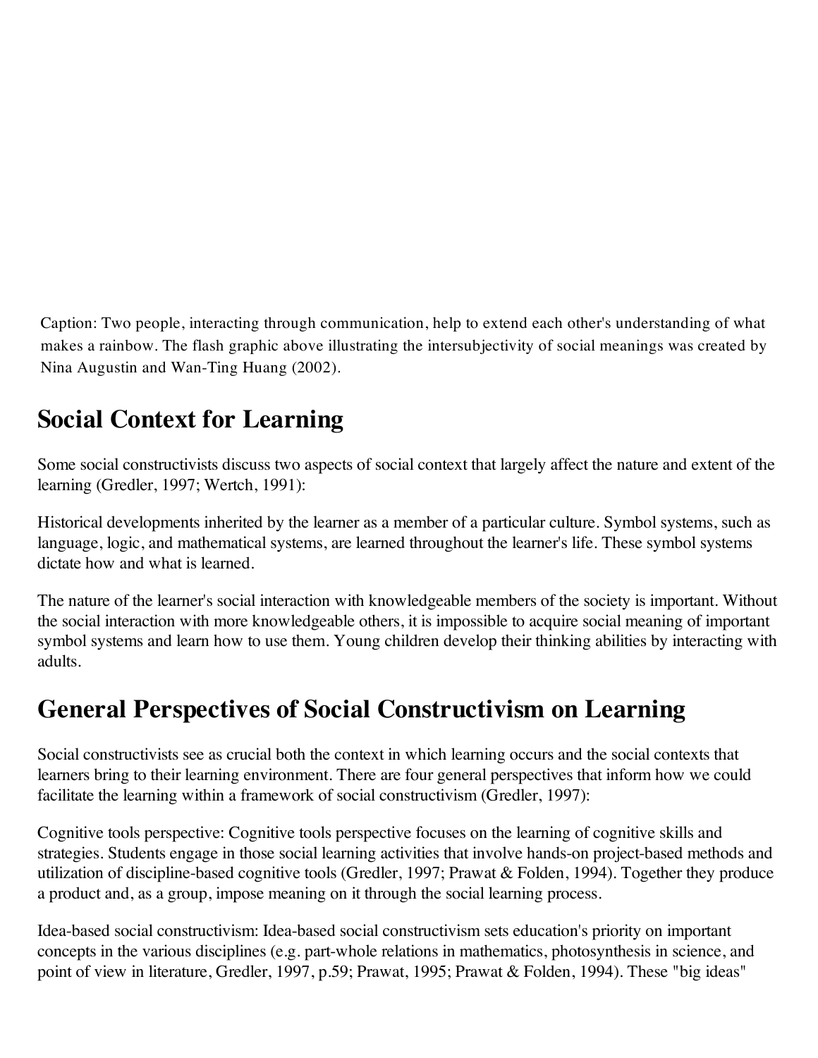Caption: Two people, interacting through communication, help to extend each other's understanding of what makes a rainbow. The flash graphic above illustrating the intersubjectivity of social meanings was created by Nina Augustin and Wan-Ting Huang (2002).

## Social Context for Learning

Some social constructivists discuss two aspects of social context that largely affect the nature and extent of the learning (Gredler, 1997; Wertch, 1991):

Historical developments inherited by the learner as a member of a particular culture. Symbol systems, such as language, logic, and mathematical systems, are learned throughout the learner's life. These symbol systems dictate how and what is learned.

The nature of the learner's social interaction with knowledgeable members of the society is important. Without the social interaction with more knowledgeable others, it is impossible to acquire social meaning of important symbol systems and learn how to use them. Young children develop their thinking abilities by interacting with adults.

## General Perspectives of Social Constructivism on Learning

Social constructivists see as crucial both the context in which learning occurs and the social contexts that learners bring to their learning environment. There are four general perspectives that inform how we could facilitate the learning within a framework of social constructivism (Gredler, 1997):

Cognitive tools perspective: Cognitive tools perspective focuses on the learning of cognitive skills and strategies. Students engage in those social learning activities that involve hands-on project-based methods and utilization of discipline-based cognitive tools (Gredler, 1997; Prawat & Folden, 1994). Together they produce a product and, as a group, impose meaning on it through the social learning process.

Idea-based social constructivism: Idea-based social constructivism sets education's priority on important concepts in the various disciplines (e.g. part-whole relations in mathematics, photosynthesis in science, and point of view in literature, Gredler, 1997, p.59; Prawat, 1995; Prawat & Folden, 1994). These "big ideas"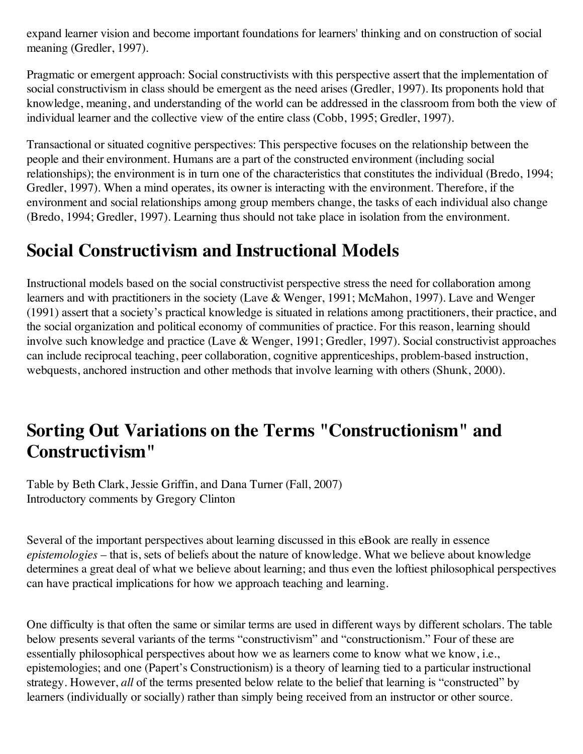expand learner vision and become important foundations for learners' thinking and on construction of social meaning (Gredler, 1997).

Pragmatic or emergent approach: Social constructivists with this perspective assert that the implementation of social constructivism in class should be emergent as the need arises (Gredler, 1997). Its proponents hold that knowledge, meaning, and understanding of the world can be addressed in the classroom from both the view of individual learner and the collective view of the entire class (Cobb, 1995; Gredler, 1997).

Transactional or situated cognitive perspectives: This perspective focuses on the relationship between the people and their environment. Humans are a part of the constructed environment (including social relationships); the environment is in turn one of the characteristics that constitutes the individual (Bredo, 1994; Gredler, 1997). When a mind operates, its owner is interacting with the environment. Therefore, if the environment and social relationships among group members change, the tasks of each individual also change (Bredo, 1994; Gredler, 1997). Learning thus should not take place in isolation from the environment.

## Social Constructivism and Instructional Models

Instructional models based on the social constructivist perspective stress the need for collaboration among learners and with practitioners in the society (Lave & Wenger, 1991; McMahon, 1997). Lave and Wenger (1991) assert that a society's practical knowledge is situated in relations among practitioners, their practice, and the social organization and political economy of communities of practice. For this reason, learning should involve such knowledge and practice (Lave & Wenger, 1991; Gredler, 1997). Social constructivist approaches can include reciprocal teaching, peer collaboration, cognitive apprenticeships, problem-based instruction, webquests, anchored instruction and other methods that involve learning with others (Shunk, 2000).

## Sorting Out Variations on the Terms "Constructionism" and Constructivism"

Table by Beth Clark, Jessie Griffin, and Dana Turner (Fall, 2007)
Introductory comments by Gregory Clinton

Several of the important perspectives about learning discussed in this eBook are really in essence *epistemologies* – that is, sets of beliefs about the nature of knowledge. What we believe about knowledge determines a great deal of what we believe about learning; and thus even the loftiest philosophical perspectives can have practical implications for how we approach teaching and learning.

One difficulty is that often the same or similar terms are used in different ways by different scholars. The table below presents several variants of the terms "constructivism" and "constructionism." Four of these are essentially philosophical perspectives about how we as learners come to know what we know, i.e., epistemologies; and one (Papert's Constructionism) is a theory of learning tied to a particular instructional strategy. However, *all* of the terms presented below relate to the belief that learning is "constructed" by learners (individually or socially) rather than simply being received from an instructor or other source.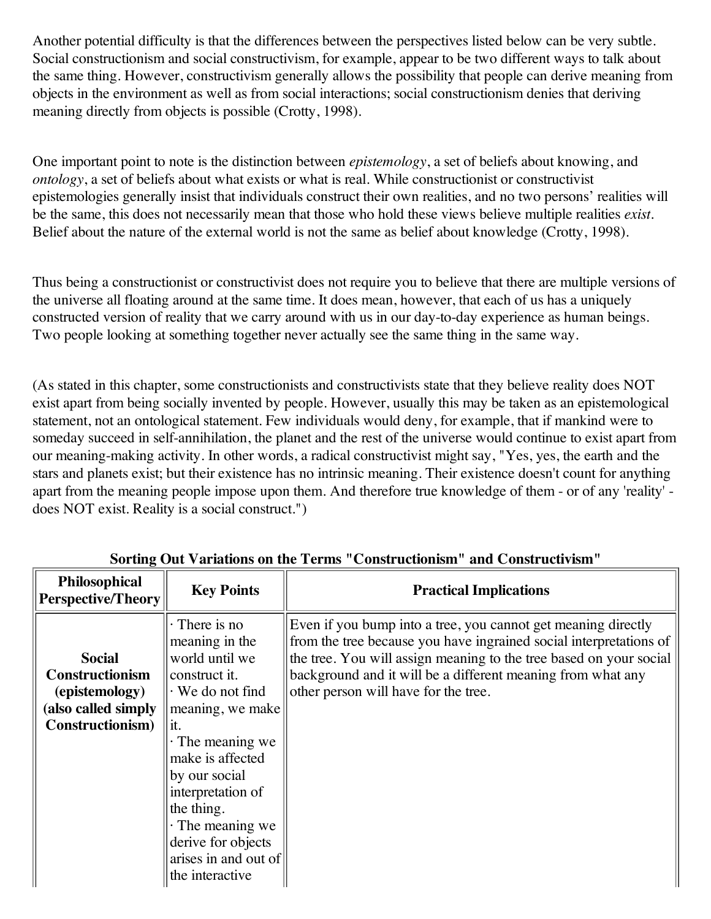Another potential difficulty is that the differences between the perspectives listed below can be very subtle. Social constructionism and social constructivism, for example, appear to be two different ways to talk about the same thing. However, constructivism generally allows the possibility that people can derive meaning from objects in the environment as well as from social interactions; social constructionism denies that deriving meaning directly from objects is possible (Crotty, 1998).

One important point to note is the distinction between *epistemology*, a set of beliefs about knowing, and *ontology*, a set of beliefs about what exists or what is real. While constructionist or constructivist epistemologies generally insist that individuals construct their own realities, and no two persons' realities will be the same, this does not necessarily mean that those who hold these views believe multiple realities *exist*. Belief about the nature of the external world is not the same as belief about knowledge (Crotty, 1998).

Thus being a constructionist or constructivist does not require you to believe that there are multiple versions of the universe all floating around at the same time. It does mean, however, that each of us has a uniquely constructed version of reality that we carry around with us in our day-to-day experience as human beings. Two people looking at something together never actually see the same thing in the same way.

(As stated in this chapter, some constructionists and constructivists state that they believe reality does NOT exist apart from being socially invented by people. However, usually this may be taken as an epistemological statement, not an ontological statement. Few individuals would deny, for example, that if mankind were to someday succeed in self-annihilation, the planet and the rest of the universe would continue to exist apart from our meaning-making activity. In other words, a radical constructivist might say, "Yes, yes, the earth and the stars and planets exist; but their existence has no intrinsic meaning. Their existence doesn't count for anything apart from the meaning people impose upon them. And therefore true knowledge of them - or of any 'reality' - does NOT exist. Reality is a social construct.")

**Sorting Out Variations on the Terms "Constructionism" and Constructivism"**

| Philosophical Perspective/Theory | Key Points | Practical Implications |
|---|---|---|
| **Social Constructionism (epistemology) (also called simply Constructionism)** | · There is no meaning in the world until we construct it.<br>· We do not find meaning, we make it.<br>· The meaning we make is affected by our social interpretation of the thing.<br>· The meaning we derive for objects arises in and out of the interactive | Even if you bump into a tree, you cannot get meaning directly from the tree because you have ingrained social interpretations of the tree. You will assign meaning to the tree based on your social background and it will be a different meaning from what any other person will have for the tree. |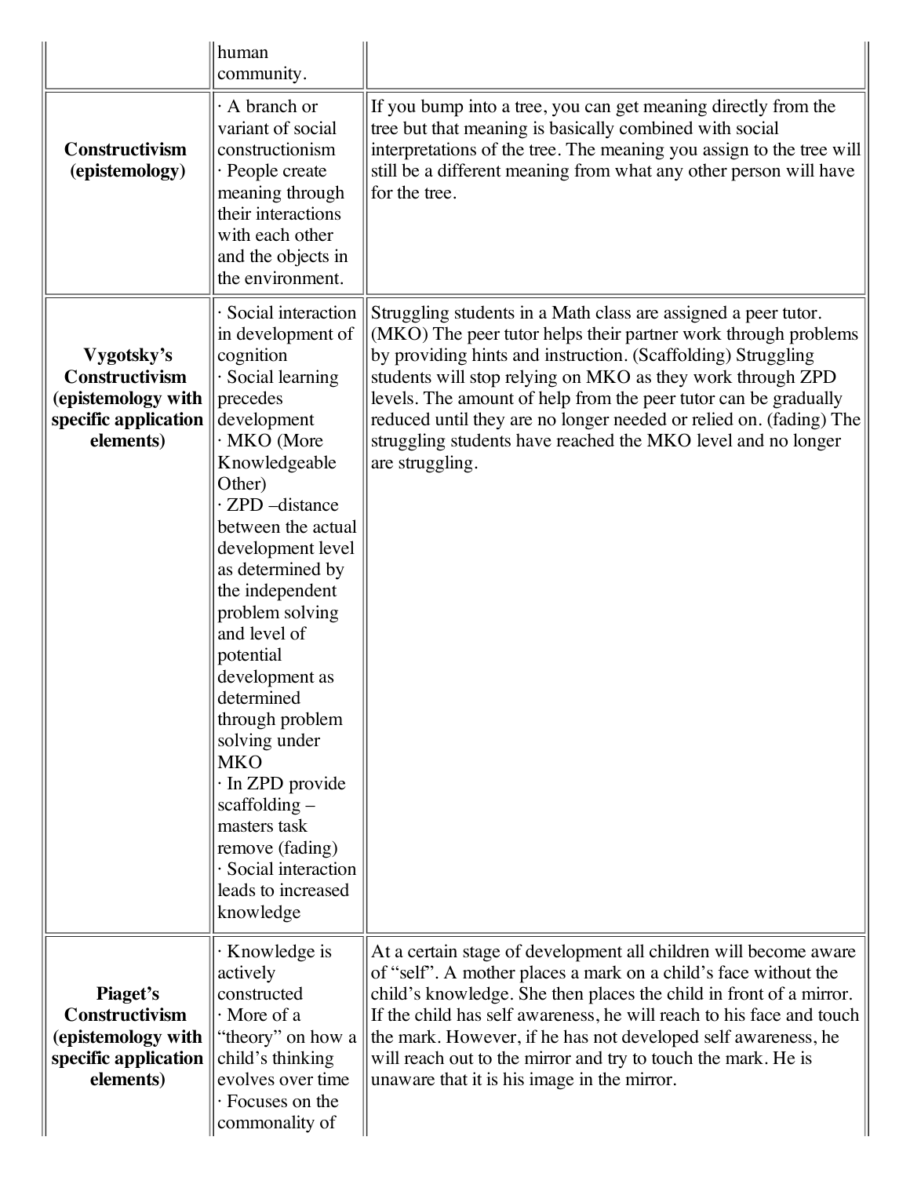| | | |
|---|---|---|
| | human community. | |
| **Constructivism (epistemology)** | · A branch or variant of social constructionism<br>· People create meaning through their interactions with each other and the objects in the environment. | If you bump into a tree, you can get meaning directly from the tree but that meaning is basically combined with social interpretations of the tree. The meaning you assign to the tree will still be a different meaning from what any other person will have for the tree. |
| **Vygotsky's Constructivism (epistemology with specific application elements)** | · Social interaction in development of cognition<br>· Social learning precedes development<br>· MKO (More Knowledgeable Other)<br>· ZPD –distance between the actual development level as determined by the independent problem solving and level of potential development as determined through problem solving under MKO<br>· In ZPD provide scaffolding – masters task remove (fading)<br>· Social interaction leads to increased knowledge | Struggling students in a Math class are assigned a peer tutor. (MKO) The peer tutor helps their partner work through problems by providing hints and instruction. (Scaffolding) Struggling students will stop relying on MKO as they work through ZPD levels. The amount of help from the peer tutor can be gradually reduced until they are no longer needed or relied on. (fading) The struggling students have reached the MKO level and no longer are struggling. |
| **Piaget's Constructivism (epistemology with specific application elements)** | · Knowledge is actively constructed<br>· More of a "theory" on how a child's thinking evolves over time<br>· Focuses on the commonality of | At a certain stage of development all children will become aware of "self". A mother places a mark on a child's face without the child's knowledge. She then places the child in front of a mirror. If the child has self awareness, he will reach to his face and touch the mark. However, if he has not developed self awareness, he will reach out to the mirror and try to touch the mark. He is unaware that it is his image in the mirror. |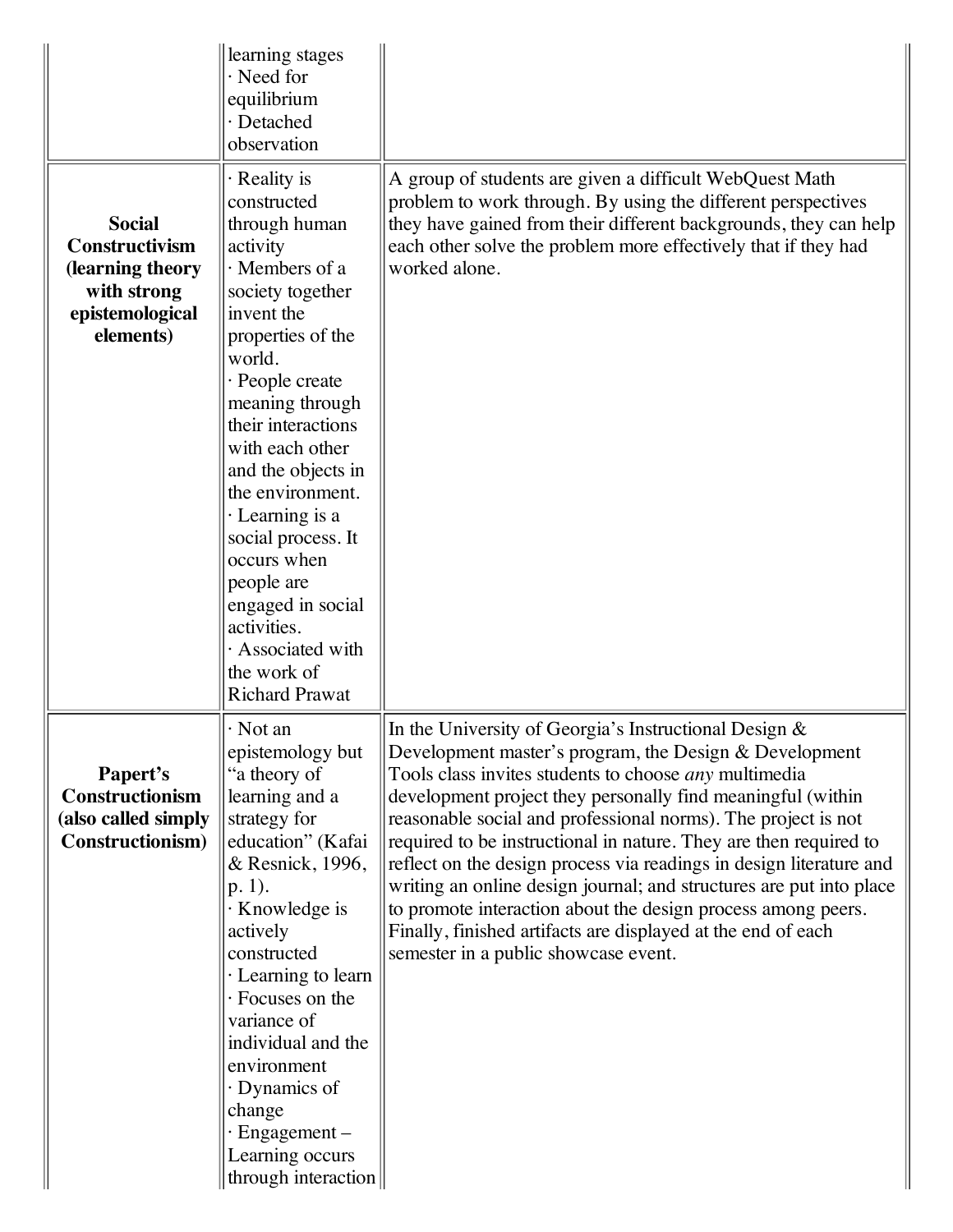| | | |
|---|---|---|
| | learning stages<br>· Need for equilibrium<br>· Detached observation | |
| **Social Constructivism (learning theory with strong epistemological elements)** | · Reality is constructed through human activity<br>· Members of a society together invent the properties of the world.<br>· People create meaning through their interactions with each other and the objects in the environment.<br>· Learning is a social process. It occurs when people are engaged in social activities.<br>· Associated with the work of Richard Prawat | A group of students are given a difficult WebQuest Math problem to work through. By using the different perspectives they have gained from their different backgrounds, they can help each other solve the problem more effectively that if they had worked alone. |
| **Papert's Constructionism (also called simply Constructionism)** | · Not an epistemology but "a theory of learning and a strategy for education" (Kafai & Resnick, 1996, p. 1).<br>· Knowledge is actively constructed<br>· Learning to learn<br>· Focuses on the variance of individual and the environment<br>· Dynamics of change<br>· Engagement – Learning occurs through interaction | In the University of Georgia's Instructional Design & Development master's program, the Design & Development Tools class invites students to choose *any* multimedia development project they personally find meaningful (within reasonable social and professional norms). The project is not required to be instructional in nature. They are then required to reflect on the design process via readings in design literature and writing an online design journal; and structures are put into place to promote interaction about the design process among peers. Finally, finished artifacts are displayed at the end of each semester in a public showcase event. |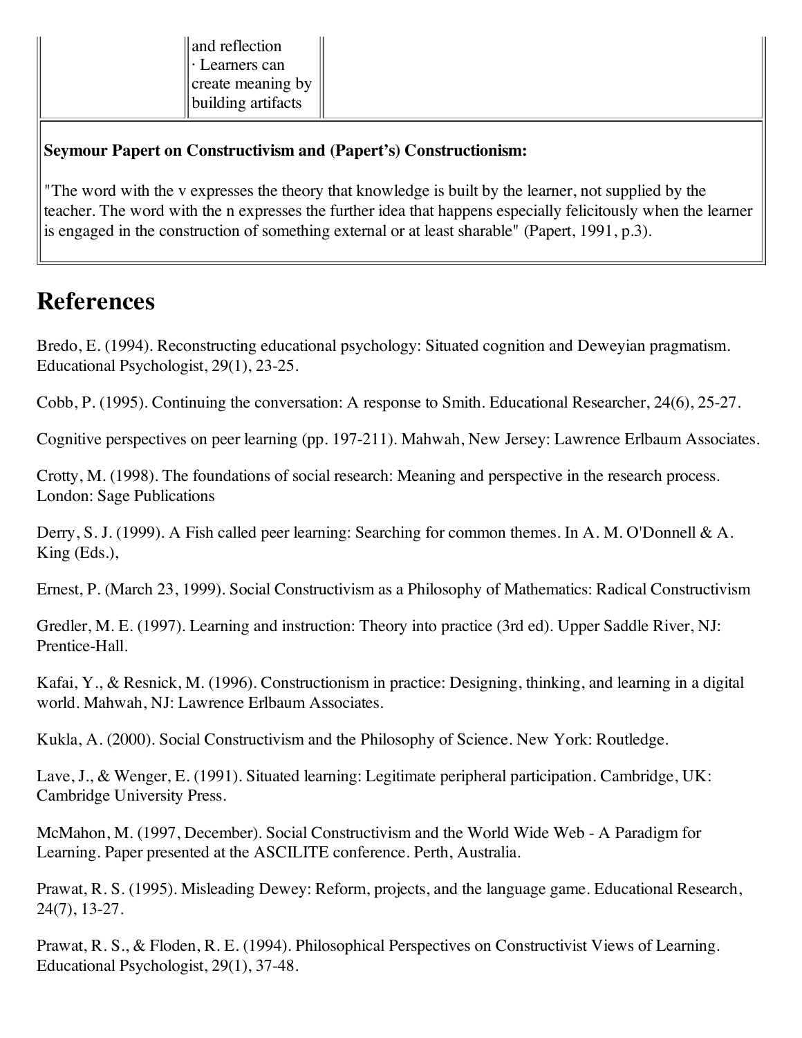| | and reflection<br>· Learners can create meaning by building artifacts | |
|---|---|---|

**Seymour Papert on Constructivism and (Papert's) Constructionism:**

"The word with the v expresses the theory that knowledge is built by the learner, not supplied by the teacher. The word with the n expresses the further idea that happens especially felicitously when the learner is engaged in the construction of something external or at least sharable" (Papert, 1991, p.3).

# References

Bredo, E. (1994). Reconstructing educational psychology: Situated cognition and Deweyian pragmatism. Educational Psychologist, 29(1), 23-25.

Cobb, P. (1995). Continuing the conversation: A response to Smith. Educational Researcher, 24(6), 25-27.

Cognitive perspectives on peer learning (pp. 197-211). Mahwah, New Jersey: Lawrence Erlbaum Associates.

Crotty, M. (1998). The foundations of social research: Meaning and perspective in the research process. London: Sage Publications

Derry, S. J. (1999). A Fish called peer learning: Searching for common themes. In A. M. O'Donnell & A. King (Eds.),

Ernest, P. (March 23, 1999). Social Constructivism as a Philosophy of Mathematics: Radical Constructivism

Gredler, M. E. (1997). Learning and instruction: Theory into practice (3rd ed). Upper Saddle River, NJ: Prentice-Hall.

Kafai, Y., & Resnick, M. (1996). Constructionism in practice: Designing, thinking, and learning in a digital world. Mahwah, NJ: Lawrence Erlbaum Associates.

Kukla, A. (2000). Social Constructivism and the Philosophy of Science. New York: Routledge.

Lave, J., & Wenger, E. (1991). Situated learning: Legitimate peripheral participation. Cambridge, UK: Cambridge University Press.

McMahon, M. (1997, December). Social Constructivism and the World Wide Web - A Paradigm for Learning. Paper presented at the ASCILITE conference. Perth, Australia.

Prawat, R. S. (1995). Misleading Dewey: Reform, projects, and the language game. Educational Research, 24(7), 13-27.

Prawat, R. S., & Floden, R. E. (1994). Philosophical Perspectives on Constructivist Views of Learning. Educational Psychologist, 29(1), 37-48.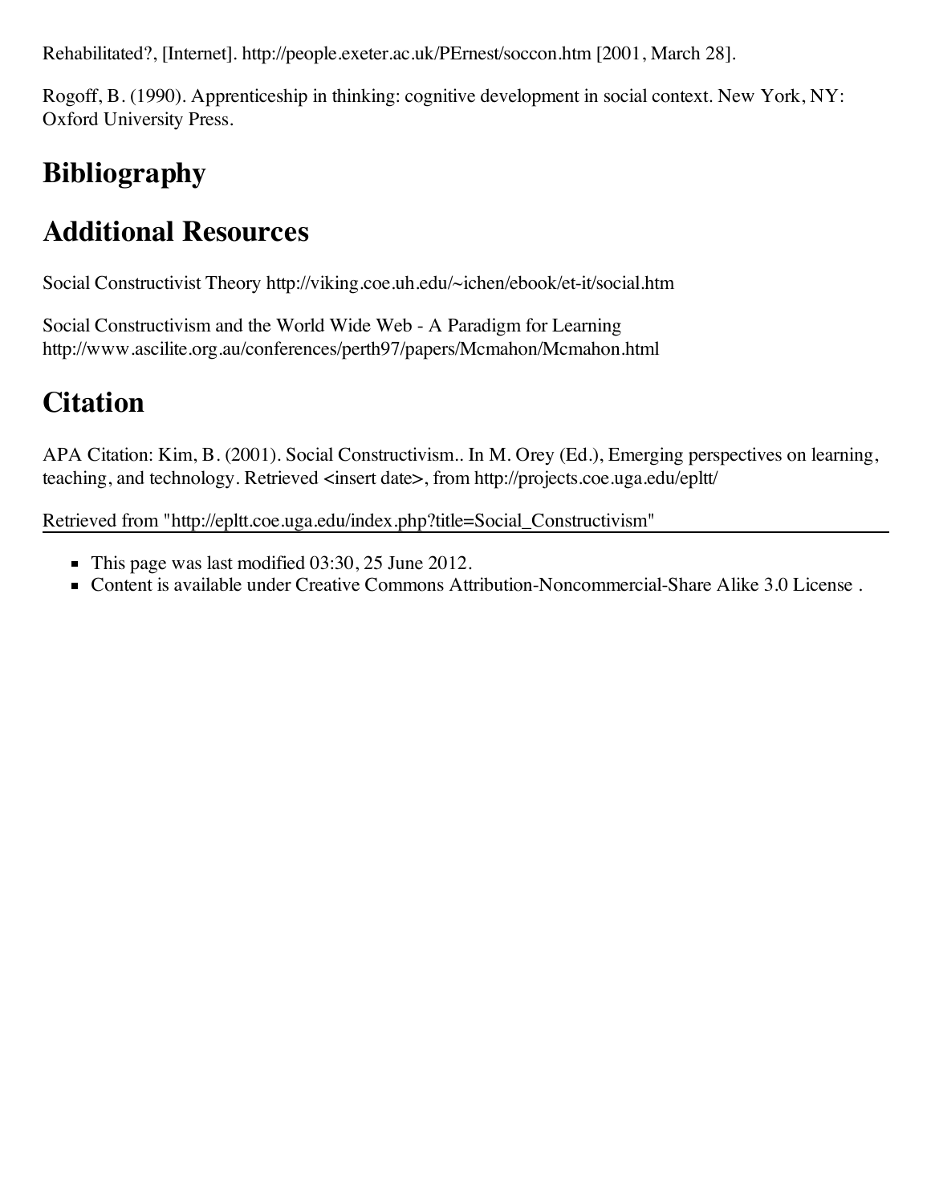Rehabilitated?, [Internet]. http://people.exeter.ac.uk/PErnest/soccon.htm [2001, March 28].

Rogoff, B. (1990). Apprenticeship in thinking: cognitive development in social context. New York, NY: Oxford University Press.

## Bibliography

## Additional Resources

Social Constructivist Theory http://viking.coe.uh.edu/~ichen/ebook/et-it/social.htm

Social Constructivism and the World Wide Web - A Paradigm for Learning http://www.ascilite.org.au/conferences/perth97/papers/Mcmahon/Mcmahon.html

## Citation

APA Citation: Kim, B. (2001). Social Constructivism.. In M. Orey (Ed.), Emerging perspectives on learning, teaching, and technology. Retrieved <insert date>, from http://projects.coe.uga.edu/epltt/

Retrieved from "http://epltt.coe.uga.edu/index.php?title=Social_Constructivism"

- This page was last modified 03:30, 25 June 2012.
- Content is available under Creative Commons Attribution-Noncommercial-Share Alike 3.0 License .